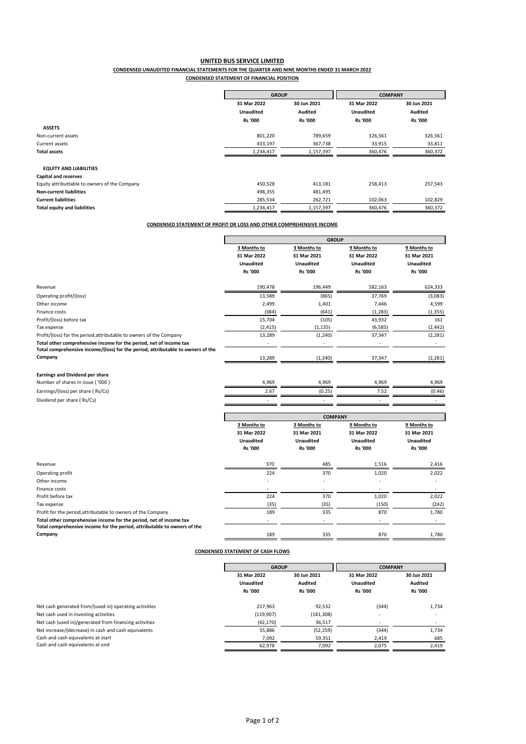# UNITED BUS SERVICE LIMITED

## CONDENSED UNAUDITED FINANCIAL STATEMENTS FOR THE QUARTER AND NINE MONTHS ENDED 31 MARCH 2022

### CONDENSED STATEMENT OF FINANCIAL POSITION

| | GROUP | | COMPANY | |
|---|---|---|---|---|
| | 31 Mar 2022 | 30 Jun 2021 | 31 Mar 2022 | 30 Jun 2021 |
| | Unaudited | Audited | Unaudited | Audited |
| | Rs '000 | Rs '000 | Rs '000 | Rs '000 |
| **ASSETS** | | | | |
| Non-current assets | 801,220 | 789,659 | 326,561 | 326,561 |
| Current assets | 433,197 | 367,738 | 33,915 | 33,811 |
| **Total assets** | 1,234,417 | 1,157,397 | 360,476 | 360,372 |
| | | | | |
| **EQUITY AND LIABILITIES** | | | | |
| **Capital and reserves** | | | | |
| Equity attributtable to owners of the Company | 450,528 | 413,181 | 258,413 | 257,543 |
| **Non-current liabilities** | 498,355 | 481,495 | - | - |
| **Current liabilities** | 285,534 | 262,721 | 102,063 | 102,829 |
| **Total equity and liabilities** | 1,234,417 | 1,157,397 | 360,476 | 360,372 |

### CONDENSED STATEMENT OF PROFIT OR LOSS AND OTHER COMPREHENSIVE INCOME

| | GROUP | | | |
|---|---|---|---|---|
| | 3 Months to | 3 Months to | 9 Months to | 9 Months to |
| | 31 Mar 2022 | 31 Mar 2021 | 31 Mar 2022 | 31 Mar 2021 |
| | Unaudited | Unaudited | Unaudited | Unaudited |
| | Rs '000 | Rs '000 | Rs '000 | Rs '000 |
| Revenue | 190,478 | 196,449 | 582,163 | 624,333 |
| Operating profit/(loss) | 13,589 | (865) | 37,769 | (3,083) |
| Other income | 2,499 | 1,401 | 7,446 | 4,599 |
| Finance costs | (384) | (641) | (1,283) | (1,355) |
| Profit/(loss) before tax | 15,704 | (105) | 43,932 | 161 |
| Tax expense | (2,415) | (1,135) | (6,585) | (2,442) |
| Profit/(loss) for the period,attributable to owners of the Company | 13,289 | (1,240) | 37,347 | (2,281) |
| **Total other comprehensive income for the period, net of income tax** | - | - | - | - |
| **Total comprehensive income/(loss) for the period, attributable to owners of the Company** | 13,289 | (1,240) | 37,347 | (2,281) |
| | | | | |
| **Earnings and Dividend per share** | | | | |
| Number of shares in issue ( '000 ) | 4,969 | 4,969 | 4,969 | 4,969 |
| Earnings/(loss) per share ( Rs/Cs) | 2.67 | (0.25) | 7.52 | (0.46) |
| Dividend per share ( Rs/Cs) | - | - | - | - |

| | COMPANY | | | |
|---|---|---|---|---|
| | 3 Months to | 3 Months to | 9 Months to | 9 Months to |
| | 31 Mar 2022 | 31 Mar 2021 | 31 Mar 2022 | 31 Mar 2021 |
| | Unaudited | Unaudited | Unaudited | Unaudited |
| | Rs '000 | Rs '000 | Rs '000 | Rs '000 |
| Revenue | 370 | 485 | 1,516 | 2,416 |
| Operating profit | 224 | 370 | 1,020 | 2,022 |
| Other income | - | - | - | - |
| Finance costs | - | - | - | - |
| Profit before tax | 224 | 370 | 1,020 | 2,022 |
| Tax expense | (35) | (35) | (150) | (242) |
| Profit for the period,attributable to owners of the Company | 189 | 335 | 870 | 1,780 |
| **Total other comprehensive income for the period, net of income tax** | - | - | - | - |
| **Total comprehensive income for the period, attributable to owners of the Company** | 189 | 335 | 870 | 1,780 |

### CONDENSED STATEMENT OF CASH FLOWS

| | GROUP | | COMPANY | |
|---|---|---|---|---|
| | 31 Mar 2022 | 30 Jun 2021 | 31 Mar 2022 | 30 Jun 2021 |
| | Unaudited | Audited | Unaudited | Audited |
| | Rs '000 | Rs '000 | Rs '000 | Rs '000 |
| Net cash generated from/(used in) operating activities | 217,963 | 92,532 | (344) | 1,734 |
| Net cash used in investing activities | (119,907) | (181,308) | - | - |
| Net cash (used in)/generated from financing activities | (42,170) | 36,517 | - | - |
| Net increase/(decrease) in cash and cash equivalents | 55,886 | (52,259) | (344) | 1,734 |
| Cash and cash equivalents at start | 7,092 | 59,351 | 2,419 | 685 |
| Cash and cash equivalents at end | 62,978 | 7,092 | 2,075 | 2,419 |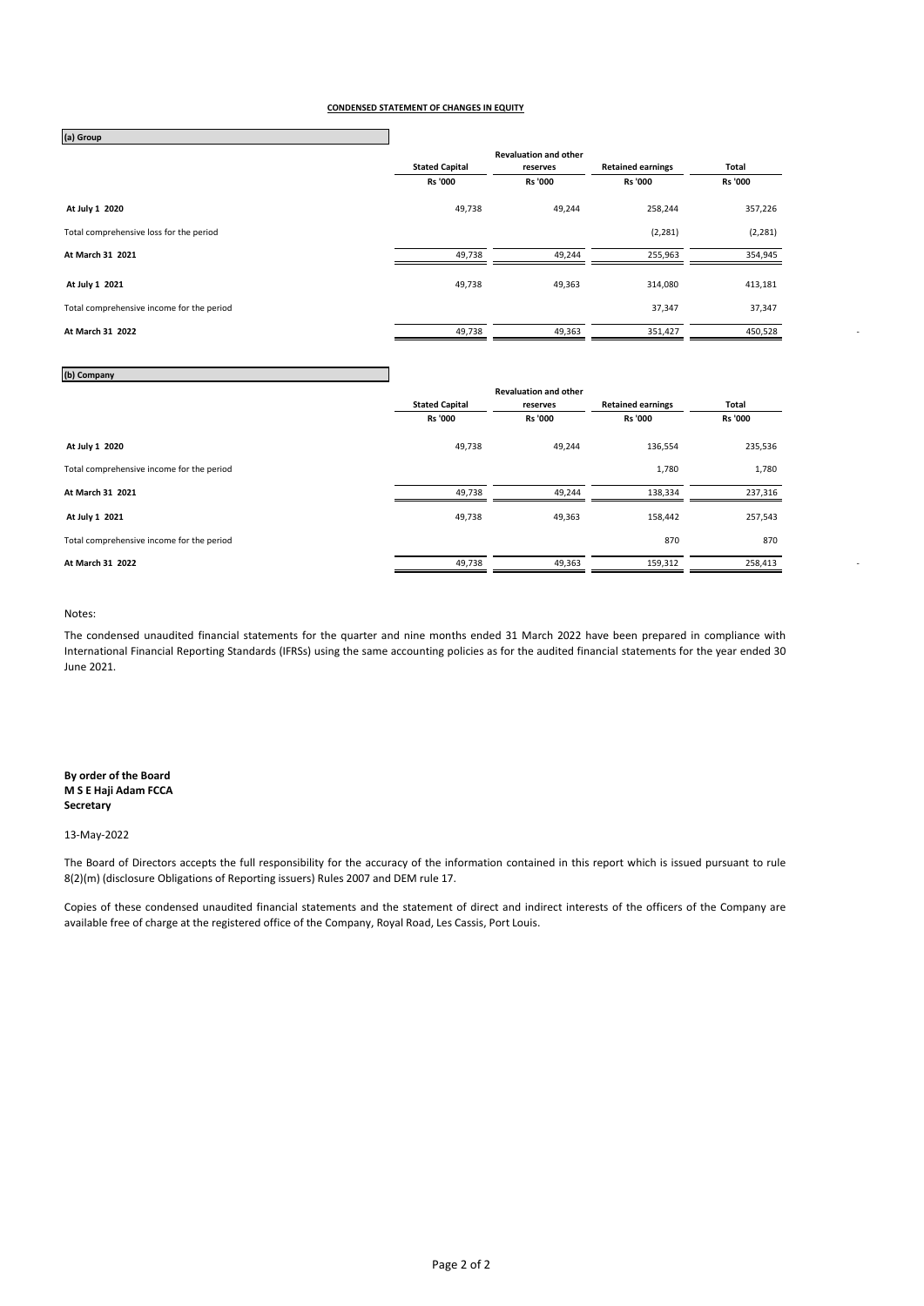**CONDENSED STATEMENT OF CHANGES IN EQUITY**

**(a) Group**

| | Stated Capital | Revaluation and other reserves | Retained earnings | Total |
|---|---|---|---|---|
| | Rs '000 | Rs '000 | Rs '000 | Rs '000 |
| **At July 1 2020** | 49,738 | 49,244 | 258,244 | 357,226 |
| Total comprehensive loss for the period | | | (2,281) | (2,281) |
| **At March 31 2021** | 49,738 | 49,244 | 255,963 | 354,945 |
| **At July 1 2021** | 49,738 | 49,363 | 314,080 | 413,181 |
| Total comprehensive income for the period | | | 37,347 | 37,347 |
| **At March 31 2022** | 49,738 | 49,363 | 351,427 | 450,528 |

**(b) Company**

| | Stated Capital | Revaluation and other reserves | Retained earnings | Total |
|---|---|---|---|---|
| | Rs '000 | Rs '000 | Rs '000 | Rs '000 |
| **At July 1 2020** | 49,738 | 49,244 | 136,554 | 235,536 |
| Total comprehensive income for the period | | | 1,780 | 1,780 |
| **At March 31 2021** | 49,738 | 49,244 | 138,334 | 237,316 |
| **At July 1 2021** | 49,738 | 49,363 | 158,442 | 257,543 |
| Total comprehensive income for the period | | | 870 | 870 |
| **At March 31 2022** | 49,738 | 49,363 | 159,312 | 258,413 |

Notes:

The condensed unaudited financial statements for the quarter and nine months ended 31 March 2022 have been prepared in compliance with International Financial Reporting Standards (IFRSs) using the same accounting policies as for the audited financial statements for the year ended 30 June 2021.

**By order of the Board**
**M S E Haji Adam FCCA**
**Secretary**

13-May-2022

The Board of Directors accepts the full responsibility for the accuracy of the information contained in this report which is issued pursuant to rule 8(2)(m) (disclosure Obligations of Reporting issuers) Rules 2007 and DEM rule 17.

Copies of these condensed unaudited financial statements and the statement of direct and indirect interests of the officers of the Company are available free of charge at the registered office of the Company, Royal Road, Les Cassis, Port Louis.